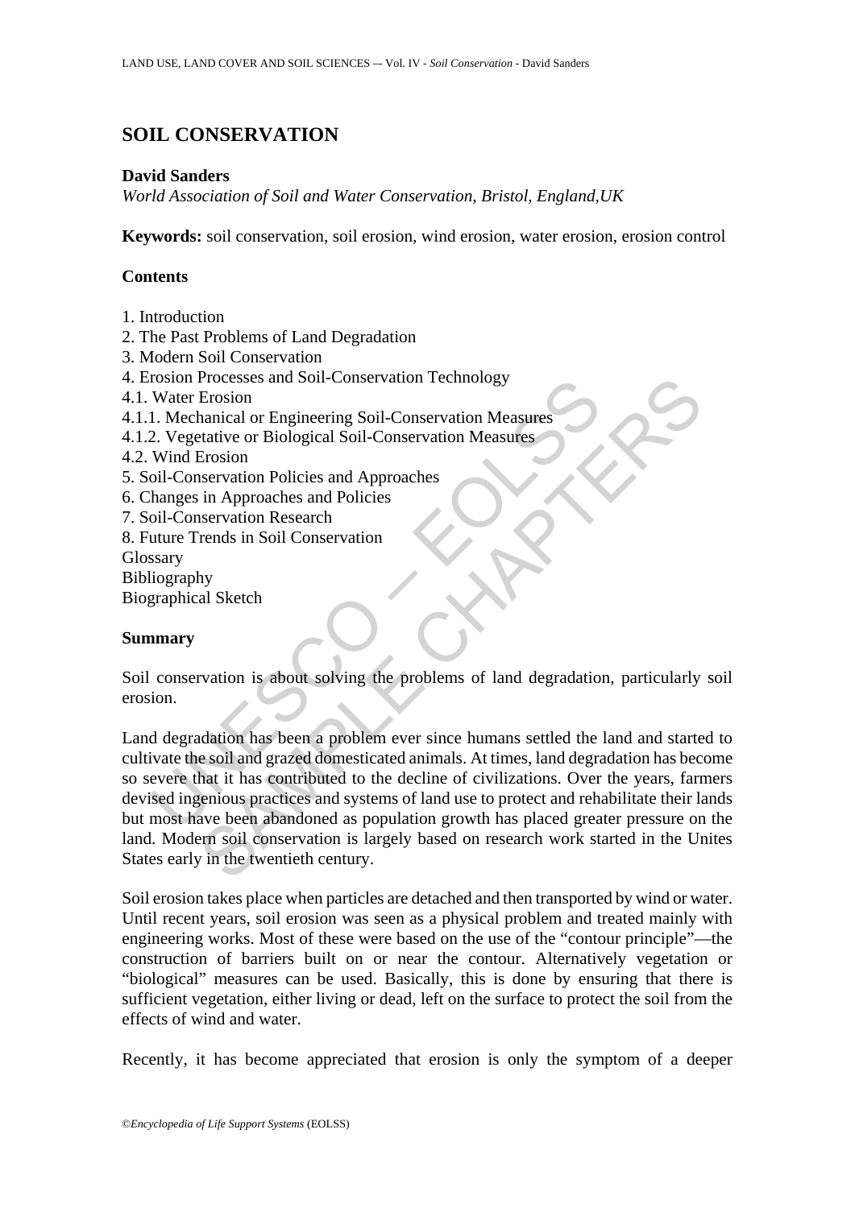# SOIL CONSERVATION

**David Sanders**

*World Association of Soil and Water Conservation, Bristol, England,UK*

**Keywords:** soil conservation, soil erosion, wind erosion, water erosion, erosion control

## Contents

1. Introduction
2. The Past Problems of Land Degradation
3. Modern Soil Conservation
4. Erosion Processes and Soil-Conservation Technology
4.1. Water Erosion
4.1.1. Mechanical or Engineering Soil-Conservation Measures
4.1.2. Vegetative or Biological Soil-Conservation Measures
4.2. Wind Erosion
5. Soil-Conservation Policies and Approaches
6. Changes in Approaches and Policies
7. Soil-Conservation Research
8. Future Trends in Soil Conservation

Glossary
Bibliography
Biographical Sketch

## Summary

Soil conservation is about solving the problems of land degradation, particularly soil erosion.

Land degradation has been a problem ever since humans settled the land and started to cultivate the soil and grazed domesticated animals. At times, land degradation has become so severe that it has contributed to the decline of civilizations. Over the years, farmers devised ingenious practices and systems of land use to protect and rehabilitate their lands but most have been abandoned as population growth has placed greater pressure on the land. Modern soil conservation is largely based on research work started in the Unites States early in the twentieth century.

Soil erosion takes place when particles are detached and then transported by wind or water. Until recent years, soil erosion was seen as a physical problem and treated mainly with engineering works. Most of these were based on the use of the "contour principle"—the construction of barriers built on or near the contour. Alternatively vegetation or "biological" measures can be used. Basically, this is done by ensuring that there is sufficient vegetation, either living or dead, left on the surface to protect the soil from the effects of wind and water.

Recently, it has become appreciated that erosion is only the symptom of a deeper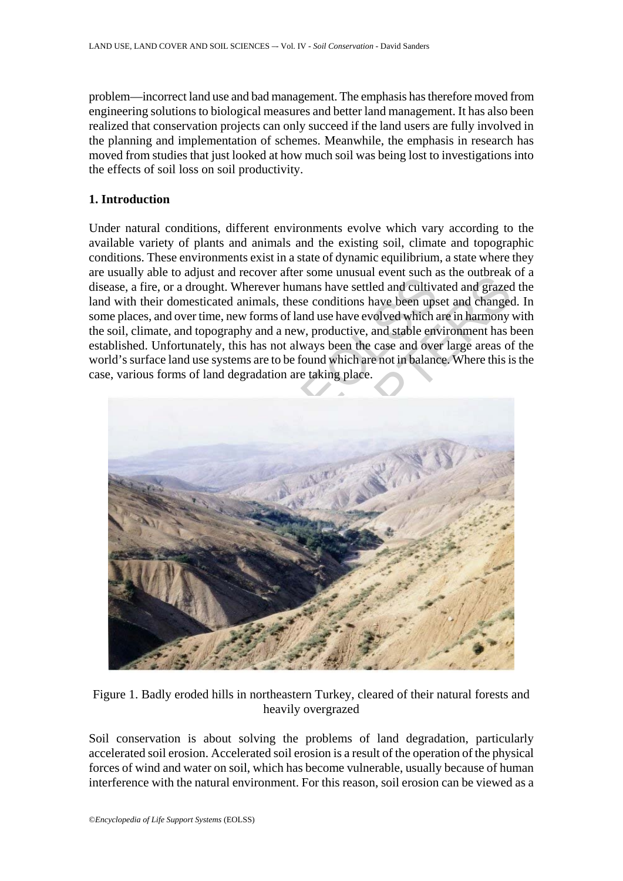problem—incorrect land use and bad management. The emphasis has therefore moved from engineering solutions to biological measures and better land management. It has also been realized that conservation projects can only succeed if the land users are fully involved in the planning and implementation of schemes. Meanwhile, the emphasis in research has moved from studies that just looked at how much soil was being lost to investigations into the effects of soil loss on soil productivity.

## 1. Introduction

Under natural conditions, different environments evolve which vary according to the available variety of plants and animals and the existing soil, climate and topographic conditions. These environments exist in a state of dynamic equilibrium, a state where they are usually able to adjust and recover after some unusual event such as the outbreak of a disease, a fire, or a drought. Wherever humans have settled and cultivated and grazed the land with their domesticated animals, these conditions have been upset and changed. In some places, and over time, new forms of land use have evolved which are in harmony with the soil, climate, and topography and a new, productive, and stable environment has been established. Unfortunately, this has not always been the case and over large areas of the world's surface land use systems are to be found which are not in balance. Where this is the case, various forms of land degradation are taking place.

Figure 1. Badly eroded hills in northeastern Turkey, cleared of their natural forests and heavily overgrazed

Soil conservation is about solving the problems of land degradation, particularly accelerated soil erosion. Accelerated soil erosion is a result of the operation of the physical forces of wind and water on soil, which has become vulnerable, usually because of human interference with the natural environment. For this reason, soil erosion can be viewed as a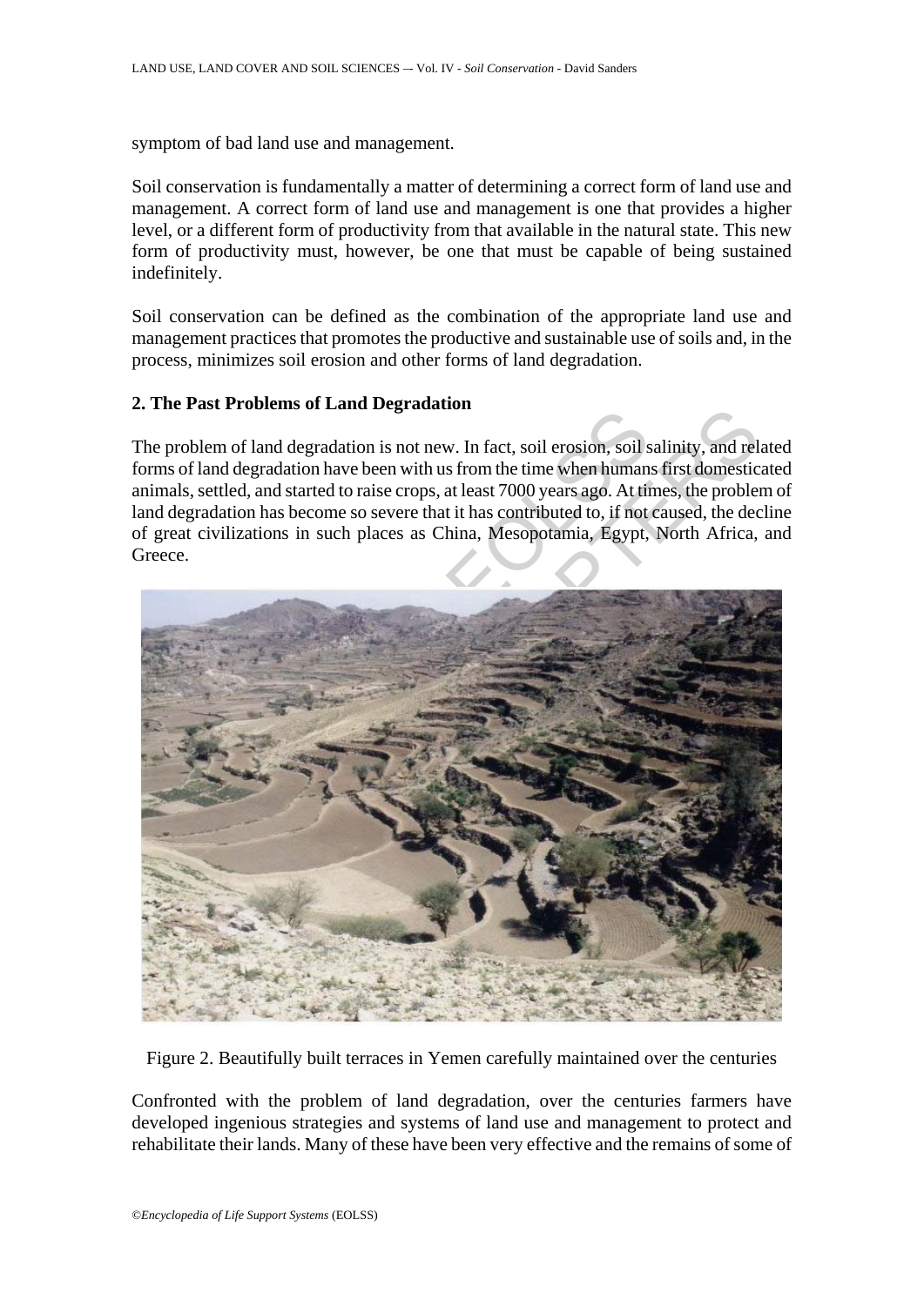symptom of bad land use and management.

Soil conservation is fundamentally a matter of determining a correct form of land use and management. A correct form of land use and management is one that provides a higher level, or a different form of productivity from that available in the natural state. This new form of productivity must, however, be one that must be capable of being sustained indefinitely.

Soil conservation can be defined as the combination of the appropriate land use and management practices that promotes the productive and sustainable use of soils and, in the process, minimizes soil erosion and other forms of land degradation.

## 2. The Past Problems of Land Degradation

The problem of land degradation is not new. In fact, soil erosion, soil salinity, and related forms of land degradation have been with us from the time when humans first domesticated animals, settled, and started to raise crops, at least 7000 years ago. At times, the problem of land degradation has become so severe that it has contributed to, if not caused, the decline of great civilizations in such places as China, Mesopotamia, Egypt, North Africa, and Greece.

Figure 2. Beautifully built terraces in Yemen carefully maintained over the centuries

Confronted with the problem of land degradation, over the centuries farmers have developed ingenious strategies and systems of land use and management to protect and rehabilitate their lands. Many of these have been very effective and the remains of some of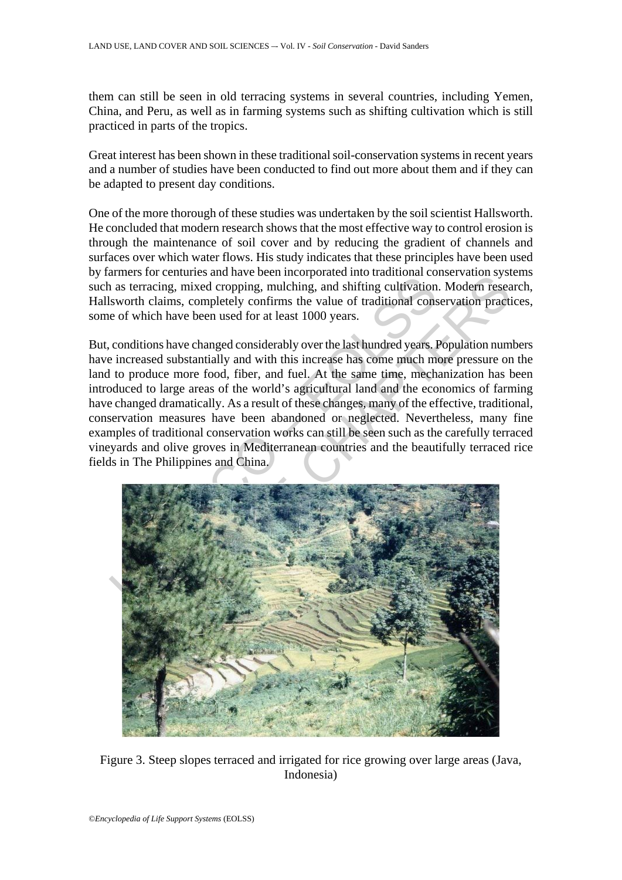them can still be seen in old terracing systems in several countries, including Yemen, China, and Peru, as well as in farming systems such as shifting cultivation which is still practiced in parts of the tropics.

Great interest has been shown in these traditional soil-conservation systems in recent years and a number of studies have been conducted to find out more about them and if they can be adapted to present day conditions.

One of the more thorough of these studies was undertaken by the soil scientist Hallsworth. He concluded that modern research shows that the most effective way to control erosion is through the maintenance of soil cover and by reducing the gradient of channels and surfaces over which water flows. His study indicates that these principles have been used by farmers for centuries and have been incorporated into traditional conservation systems such as terracing, mixed cropping, mulching, and shifting cultivation. Modern research, Hallsworth claims, completely confirms the value of traditional conservation practices, some of which have been used for at least 1000 years.

But, conditions have changed considerably over the last hundred years. Population numbers have increased substantially and with this increase has come much more pressure on the land to produce more food, fiber, and fuel. At the same time, mechanization has been introduced to large areas of the world's agricultural land and the economics of farming have changed dramatically. As a result of these changes, many of the effective, traditional, conservation measures have been abandoned or neglected. Nevertheless, many fine examples of traditional conservation works can still be seen such as the carefully terraced vineyards and olive groves in Mediterranean countries and the beautifully terraced rice fields in The Philippines and China.

Figure 3. Steep slopes terraced and irrigated for rice growing over large areas (Java, Indonesia)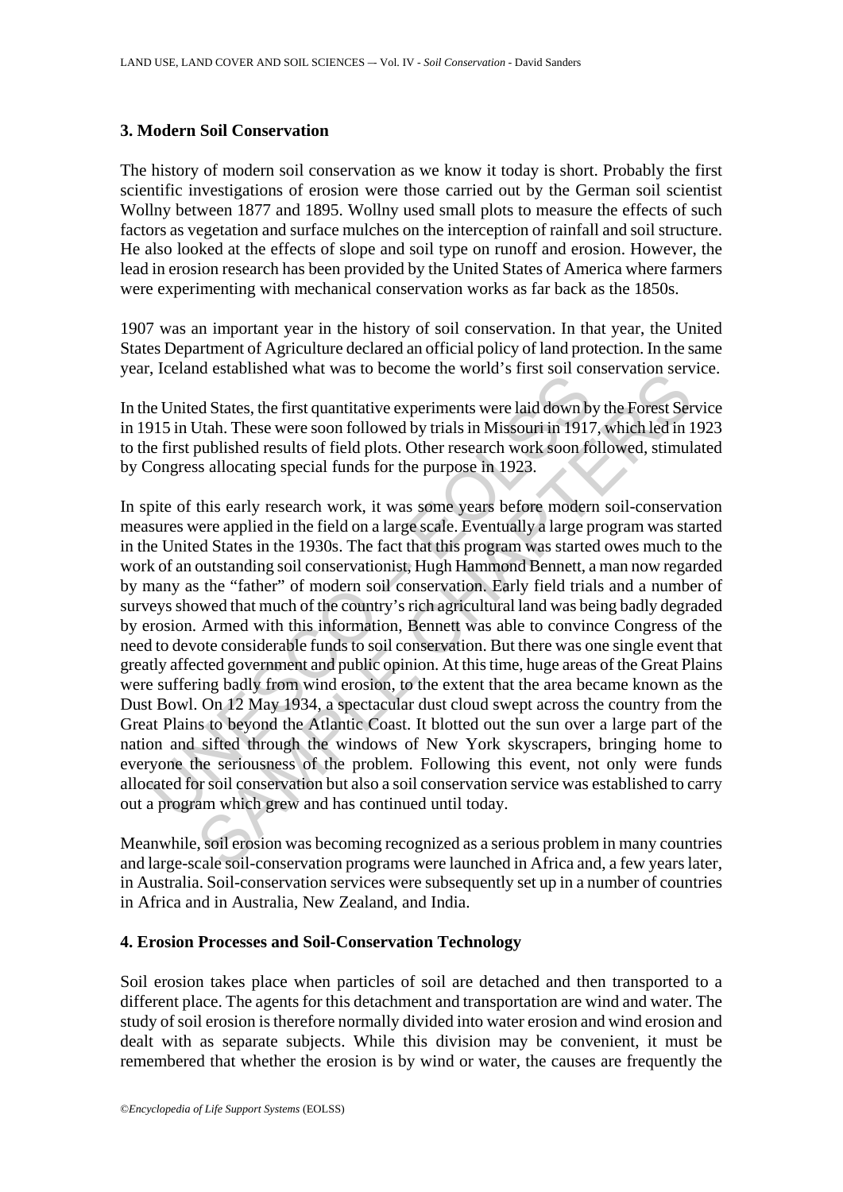## 3. Modern Soil Conservation

The history of modern soil conservation as we know it today is short. Probably the first scientific investigations of erosion were those carried out by the German soil scientist Wollny between 1877 and 1895. Wollny used small plots to measure the effects of such factors as vegetation and surface mulches on the interception of rainfall and soil structure. He also looked at the effects of slope and soil type on runoff and erosion. However, the lead in erosion research has been provided by the United States of America where farmers were experimenting with mechanical conservation works as far back as the 1850s.

1907 was an important year in the history of soil conservation. In that year, the United States Department of Agriculture declared an official policy of land protection. In the same year, Iceland established what was to become the world's first soil conservation service.

In the United States, the first quantitative experiments were laid down by the Forest Service in 1915 in Utah. These were soon followed by trials in Missouri in 1917, which led in 1923 to the first published results of field plots. Other research work soon followed, stimulated by Congress allocating special funds for the purpose in 1923.

In spite of this early research work, it was some years before modern soil-conservation measures were applied in the field on a large scale. Eventually a large program was started in the United States in the 1930s. The fact that this program was started owes much to the work of an outstanding soil conservationist, Hugh Hammond Bennett, a man now regarded by many as the "father" of modern soil conservation. Early field trials and a number of surveys showed that much of the country's rich agricultural land was being badly degraded by erosion. Armed with this information, Bennett was able to convince Congress of the need to devote considerable funds to soil conservation. But there was one single event that greatly affected government and public opinion. At this time, huge areas of the Great Plains were suffering badly from wind erosion, to the extent that the area became known as the Dust Bowl. On 12 May 1934, a spectacular dust cloud swept across the country from the Great Plains to beyond the Atlantic Coast. It blotted out the sun over a large part of the nation and sifted through the windows of New York skyscrapers, bringing home to everyone the seriousness of the problem. Following this event, not only were funds allocated for soil conservation but also a soil conservation service was established to carry out a program which grew and has continued until today.

Meanwhile, soil erosion was becoming recognized as a serious problem in many countries and large-scale soil-conservation programs were launched in Africa and, a few years later, in Australia. Soil-conservation services were subsequently set up in a number of countries in Africa and in Australia, New Zealand, and India.

## 4. Erosion Processes and Soil-Conservation Technology

Soil erosion takes place when particles of soil are detached and then transported to a different place. The agents for this detachment and transportation are wind and water. The study of soil erosion is therefore normally divided into water erosion and wind erosion and dealt with as separate subjects. While this division may be convenient, it must be remembered that whether the erosion is by wind or water, the causes are frequently the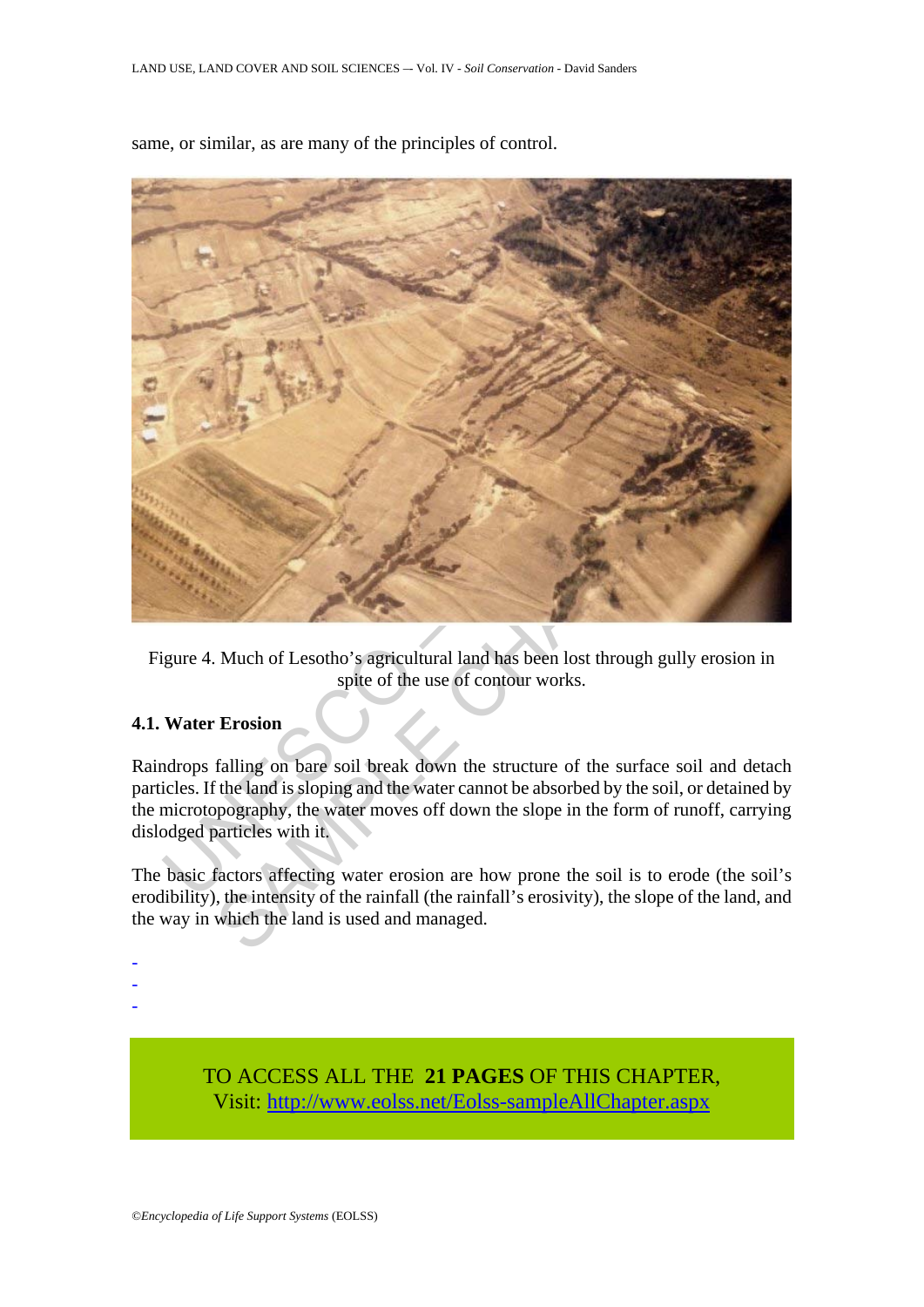same, or similar, as are many of the principles of control.

Figure 4. Much of Lesotho's agricultural land has been lost through gully erosion in spite of the use of contour works.

### 4.1. Water Erosion

Raindrops falling on bare soil break down the structure of the surface soil and detach particles. If the land is sloping and the water cannot be absorbed by the soil, or detained by the microtopography, the water moves off down the slope in the form of runoff, carrying dislodged particles with it.

The basic factors affecting water erosion are how prone the soil is to erode (the soil's erodibility), the intensity of the rainfall (the rainfall's erosivity), the slope of the land, and the way in which the land is used and managed.

-
-
-

TO ACCESS ALL THE **21 PAGES** OF THIS CHAPTER,
Visit: http://www.eolss.net/Eolss-sampleAllChapter.aspx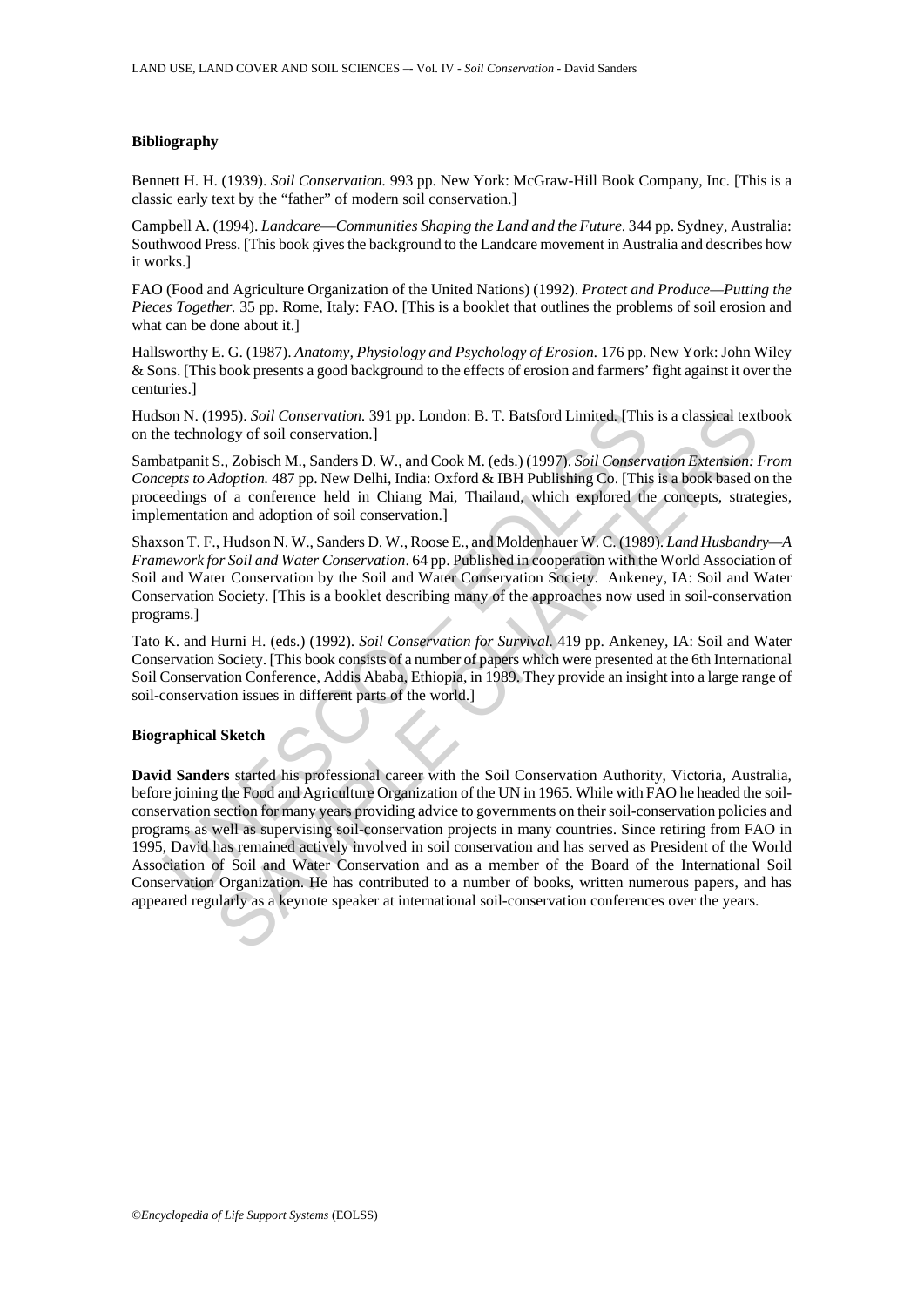### Bibliography

Bennett H. H. (1939). *Soil Conservation.* 993 pp. New York: McGraw-Hill Book Company, Inc. [This is a classic early text by the "father" of modern soil conservation.]

Campbell A. (1994). *Landcare—Communities Shaping the Land and the Future*. 344 pp. Sydney, Australia: Southwood Press. [This book gives the background to the Landcare movement in Australia and describes how it works.]

FAO (Food and Agriculture Organization of the United Nations) (1992). *Protect and Produce—Putting the Pieces Together.* 35 pp. Rome, Italy: FAO. [This is a booklet that outlines the problems of soil erosion and what can be done about it.]

Hallsworthy E. G. (1987). *Anatomy, Physiology and Psychology of Erosion.* 176 pp. New York: John Wiley & Sons. [This book presents a good background to the effects of erosion and farmers' fight against it over the centuries.]

Hudson N. (1995). *Soil Conservation.* 391 pp. London: B. T. Batsford Limited. [This is a classical textbook on the technology of soil conservation.]

Sambatpanit S., Zobisch M., Sanders D. W., and Cook M. (eds.) (1997). *Soil Conservation Extension: From Concepts to Adoption.* 487 pp. New Delhi, India: Oxford & IBH Publishing Co. [This is a book based on the proceedings of a conference held in Chiang Mai, Thailand, which explored the concepts, strategies, implementation and adoption of soil conservation.]

Shaxson T. F., Hudson N. W., Sanders D. W., Roose E., and Moldenhauer W. C. (1989). *Land Husbandry—A Framework for Soil and Water Conservation*. 64 pp. Published in cooperation with the World Association of Soil and Water Conservation by the Soil and Water Conservation Society. Ankeney, IA: Soil and Water Conservation Society. [This is a booklet describing many of the approaches now used in soil-conservation programs.]

Tato K. and Hurni H. (eds.) (1992). *Soil Conservation for Survival*. 419 pp. Ankeney, IA: Soil and Water Conservation Society. [This book consists of a number of papers which were presented at the 6th International Soil Conservation Conference, Addis Ababa, Ethiopia, in 1989. They provide an insight into a large range of soil-conservation issues in different parts of the world.]

### Biographical Sketch

**David Sanders** started his professional career with the Soil Conservation Authority, Victoria, Australia, before joining the Food and Agriculture Organization of the UN in 1965. While with FAO he headed the soil-conservation section for many years providing advice to governments on their soil-conservation policies and programs as well as supervising soil-conservation projects in many countries. Since retiring from FAO in 1995, David has remained actively involved in soil conservation and has served as President of the World Association of Soil and Water Conservation and as a member of the Board of the International Soil Conservation Organization. He has contributed to a number of books, written numerous papers, and has appeared regularly as a keynote speaker at international soil-conservation conferences over the years.